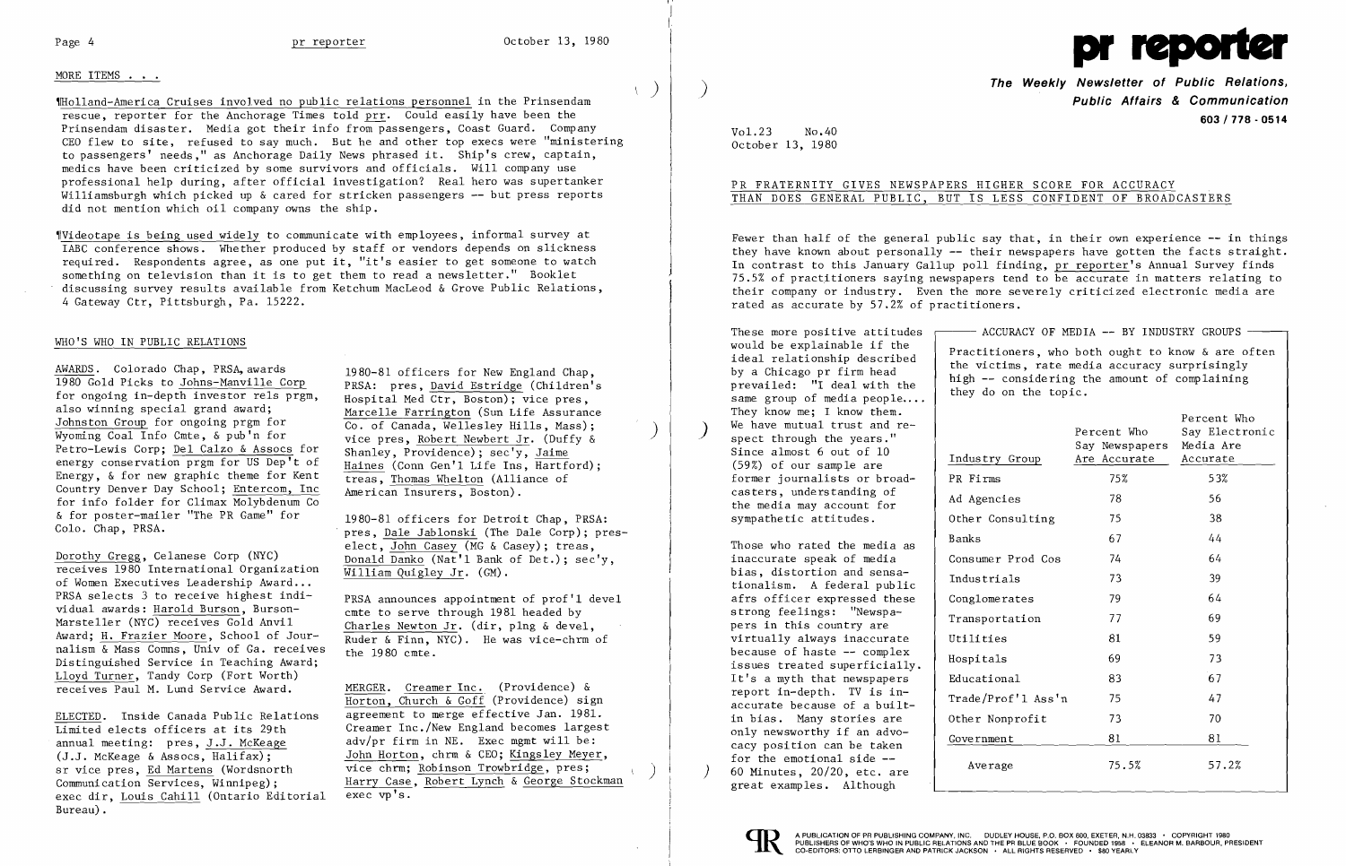MORE ITEMS . . .

¶Holland-America Cruises involved no public relations personnel in the Prinsendam rescue, reporter for the Anchorage Times told prr. Could easily have been the Prinsendam disaster. Media got their info from passengers, Coast Guard. Company CEO flew to site, refused to say much. But he and other top execs were "ministering to passengers' needs," as Anchorage Daily News phrased it. Ship's crew, captain, medics have been criticized by some survivors and officials. Will company use professional help during, after official investigation? Real hero was supertanker Williamsburgh which picked up & cared for stricken passengers -- but press reports did not mention which oil company owns the ship.

¶Videotape is being used widely to communicate with employees, informal survey at IABC conference shows. Whether produced by staff or vendors depends on slickness required. Respondents agree, as one put it, "it's easier to get someone to watch something on television than it is to get them to read a newsletter." Booklet discussing survey results available from Ketchum MacLeod & Grove Public Relations, 4 Gateway Ctr, Pittsburgh, Pa. 15222.

## WHO'S WHO IN PUBLIC RELATIONS

AWARDS. Colorado Chap, PRSA, awards 1980 Gold Picks to Johns-Manville Corp for ongoing in-depth investor rels prgm, also winning special grand award; Johnston Group for ongoing prgm for Wyoming Coal Info Cmte, & pub'n for Petro-Lewis Corp; Del Calzo & Assocs for energy conservation prgm for US Dep't of Energy, & for new graphic theme for Kent Country Denver Day School; Entercom, Inc for info folder for Climax Molybdenum Co & for poster-mailer "The PR Game" for Colo. Chap, PRSA.

Dorothy Gregg, Celanese Corp (NYC) receives 1980 International Organization of Women Executives Leadership Award... PRSA selects 3 to receive highest individual awards: Harold Burson, Burson-Marsteller (NYC) receives Gold Anvil Award; H. Frazier Moore, School of Journalism & Mass Comns, Univ of Ga. receives Distinguished Service in Teaching Award; Lloyd Turner, Tandy Corp (Fort Worth) receives Paul M. Lund Service Award.

ELECTED. Inside Canada Public Relations Limited elects officers at its 29th annual meeting: pres, J.J. McKeage (J.J. McKeage & Assocs, Halifax); sr vice pres, Ed Martens (Wordsnorth Communication Services, Winnipeg); exec dir, Louis Cahill (Ontario Editorial Bureau).

1980-81 officers for New England Chap, PRSA: pres, David Estridge (Children's Hospital Med Ctr, Boston); vice pres, Marcelle Farrington (Sun Life Assurance Co. of Canada, Wellesley Hills, Mass); vice pres, Robert Newbert Jr. (Duffy & Shanley, Providence); sec'y, Jaime Haines (Conn Gen'l Life Ins, Hartford); treas, Thomas Whelton (Alliance of American Insurers, Boston).

1980-81 officers for Detroit Chap, PRSA: pres, Dale Jablonski (The Dale Corp); pres-elect, John Casey (MG & Casey); treas, Donald Danko (Nat'l Bank of Det.); sec'y, William Quigley Jr. (GM).

PRSA announces appointment of prof'l devel cmte to serve through 1981 headed by Charles Newton Jr. (dir, plng & devel, Ruder & Finn, NYC). He was vice-chrm of the 1980 cmte.

MERGER. Creamer Inc. (Providence) & Horton, Church & Goff (Providence) sign agreement to merge effective Jan. 1981. Creamer Inc./New England becomes largest adv/pr firm in NE. Exec mgmt will be: John Horton, chrm & CEO; Kingsley Meyer, vice chrm; Robinson Trowbridge, pres; Harry Case, Robert Lynch & George Stockman exec vp's.

# pr reporter

**The Weekly Newsletter of Public Relations, Public Affairs & Communication**

603 / 778 - 0514

Vol.23 No.40
October 13, 1980

## PR FRATERNITY GIVES NEWSPAPERS HIGHER SCORE FOR ACCURACY THAN DOES GENERAL PUBLIC, BUT IS LESS CONFIDENT OF BROADCASTERS

Fewer than half of the general public say that, in their own experience -- in things they have known about personally -- their newspapers have gotten the facts straight. In contrast to this January Gallup poll finding, pr reporter's Annual Survey finds 75.5% of practitioners saying newspapers tend to be accurate in matters relating to their company or industry. Even the more severely criticized electronic media are rated as accurate by 57.2% of practitioners.

These more positive attitudes would be explainable if the ideal relationship described by a Chicago pr firm head prevailed: "I deal with the same group of media people.... They know me; I know them. We have mutual trust and respect through the years." Since almost 6 out of 10 (59%) of our sample are former journalists or broadcasters, understanding of the media may account for sympathetic attitudes.

Those who rated the media as inaccurate speak of media bias, distortion and sensationalism. A federal public afrs officer expressed these strong feelings: "Newspapers in this country are virtually always inaccurate because of haste -- complex issues treated superficially. It's a myth that newspapers report in-depth. TV is inaccurate because of a built-in bias. Many stories are only newsworthy if an advocacy position can be taken for the emotional side -- 60 Minutes, 20/20, etc. are great examples. Although

**ACCURACY OF MEDIA -- BY INDUSTRY GROUPS**

Practitioners, who both ought to know & are often the victims, rate media accuracy surprisingly high -- considering the amount of complaining they do on the topic.

| Industry Group | Percent Who Say Newspapers Are Accurate | Percent Who Say Electronic Media Are Accurate |
|---|---|---|
| PR Firms | 75% | 53% |
| Ad Agencies | 78 | 56 |
| Other Consulting | 75 | 38 |
| Banks | 67 | 44 |
| Consumer Prod Cos | 74 | 64 |
| Industrials | 73 | 39 |
| Conglomerates | 79 | 64 |
| Transportation | 77 | 69 |
| Utilities | 81 | 59 |
| Hospitals | 69 | 73 |
| Educational | 83 | 67 |
| Trade/Prof'l Ass'n | 75 | 47 |
| Other Nonprofit | 73 | 70 |
| Government | 81 | 81 |
| Average | 75.5% | 57.2% |

A PUBLICATION OF PR PUBLISHING COMPANY, INC. DUDLEY HOUSE, P.O. BOX 600, EXETER, N.H. 03833 • COPYRIGHT 1980 PUBLISHERS OF WHO'S WHO IN PUBLIC RELATIONS AND THE PR BLUE BOOK • FOUNDED 1958 • ELEANOR M. BARBOUR, PRESIDENT CO-EDITORS: OTTO LERBINGER AND PATRICK JACKSON • ALL RIGHTS RESERVED • $80 YEARLY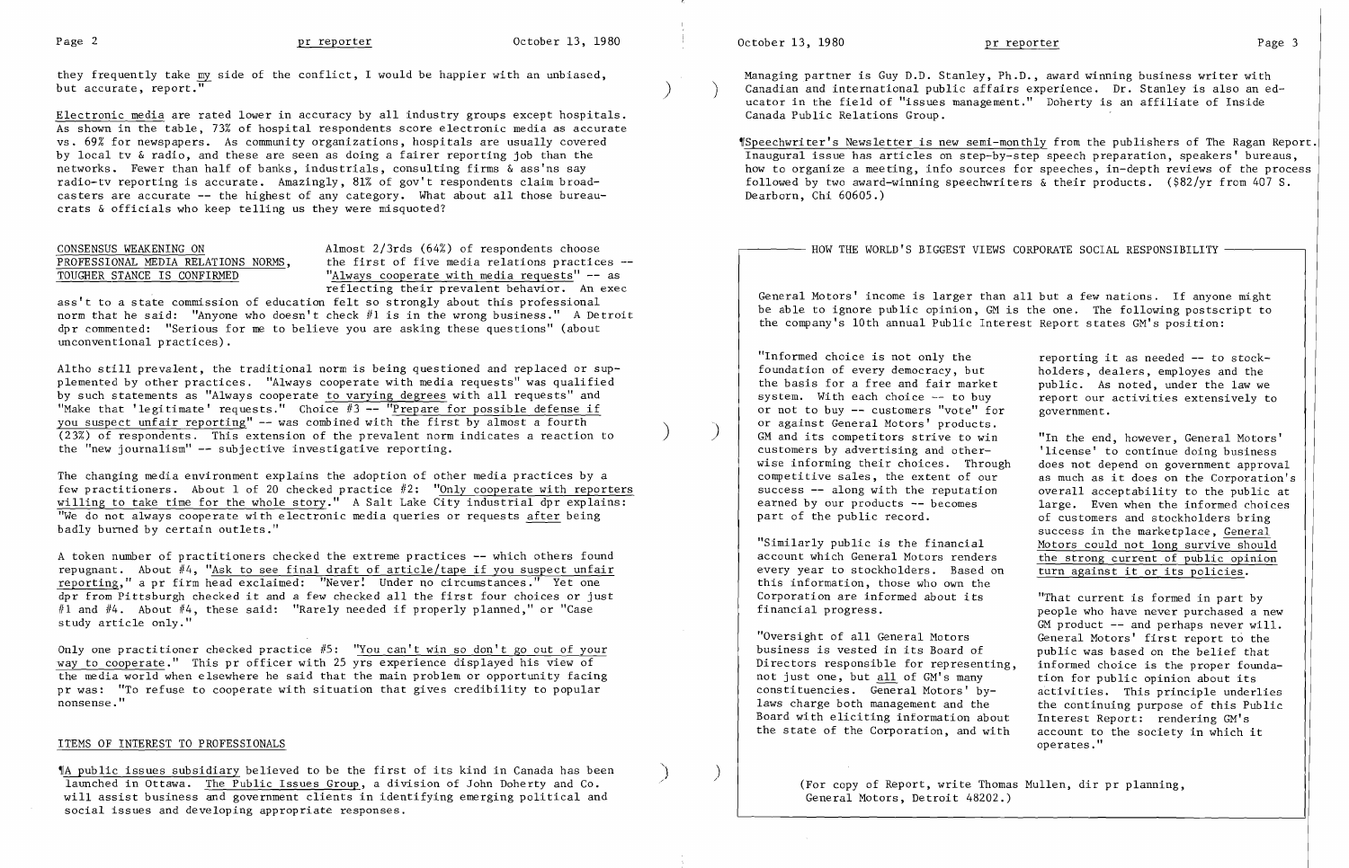they frequently take my side of the conflict, I would be happier with an unbiased, but accurate, report."

Electronic media are rated lower in accuracy by all industry groups except hospitals. As shown in the table, 73% of hospital respondents score electronic media as accurate vs. 69% for newspapers. As community organizations, hospitals are usually covered by local tv & radio, and these are seen as doing a fairer reporting job than the networks. Fewer than half of banks, industrials, consulting firms & ass'ns say radio-tv reporting is accurate. Amazingly, 81% of gov't respondents claim broadcasters are accurate -- the highest of any category. What about all those bureaucrats & officials who keep telling us they were misquoted?

CONSENSUS WEAKENING ON PROFESSIONAL MEDIA RELATIONS NORMS, TOUGHER STANCE IS CONFIRMED

Almost 2/3rds (64%) of respondents choose the first of five media relations practices -- "Always cooperate with media requests" -- as reflecting their prevalent behavior. An exec ass't to a state commission of education felt so strongly about this professional norm that he said: "Anyone who doesn't check #1 is in the wrong business." A Detroit dpr commented: "Serious for me to believe you are asking these questions" (about unconventional practices).

Altho still prevalent, the traditional norm is being questioned and replaced or supplemented by other practices. "Always cooperate with media requests" was qualified by such statements as "Always cooperate to varying degrees with all requests" and "Make that 'legitimate' requests." Choice #3 -- "Prepare for possible defense if you suspect unfair reporting" -- was combined with the first by almost a fourth (23%) of respondents. This extension of the prevalent norm indicates a reaction to the "new journalism" -- subjective investigative reporting.

The changing media environment explains the adoption of other media practices by a few practitioners. About 1 of 20 checked practice #2: "Only cooperate with reporters willing to take time for the whole story." A Salt Lake City industrial dpr explains: "We do not always cooperate with electronic media queries or requests after being badly burned by certain outlets."

A token number of practitioners checked the extreme practices -- which others found repugnant. About #4, "Ask to see final draft of article/tape if you suspect unfair reporting," a pr firm head exclaimed: "Never! Under no circumstances." Yet one dpr from Pittsburgh checked it and a few checked all the first four choices or just #1 and #4. About #4, these said: "Rarely needed if properly planned," or "Case study article only."

Only one practitioner checked practice #5: "You can't win so don't go out of your way to cooperate." This pr officer with 25 yrs experience displayed his view of the media world when elsewhere he said that the main problem or opportunity facing pr was: "To refuse to cooperate with situation that gives credibility to popular nonsense."

## ITEMS OF INTEREST TO PROFESSIONALS

¶A public issues subsidiary believed to be the first of its kind in Canada has been launched in Ottawa. The Public Issues Group, a division of John Doherty and Co. will assist business and government clients in identifying emerging political and social issues and developing appropriate responses. Managing partner is Guy D.D. Stanley, Ph.D., award winning business writer with Canadian and international public affairs experience. Dr. Stanley is also an educator in the field of "issues management." Doherty is an affiliate of Inside Canada Public Relations Group.

¶Speechwriter's Newsletter is new semi-monthly from the publishers of The Ragan Report. Inaugural issue has articles on step-by-step speech preparation, speakers' bureaus, how to organize a meeting, info sources for speeches, in-depth reviews of the process followed by two award-winning speechwriters & their products. ($82/yr from 407 S. Dearborn, Chi 60605.)

## HOW THE WORLD'S BIGGEST VIEWS CORPORATE SOCIAL RESPONSIBILITY

General Motors' income is larger than all but a few nations. If anyone might be able to ignore public opinion, GM is the one. The following postscript to the company's 10th annual Public Interest Report states GM's position:

"Informed choice is not only the foundation of every democracy, but the basis for a free and fair market system. With each choice -- to buy or not to buy -- customers "vote" for or against General Motors' products. GM and its competitors strive to win customers by advertising and otherwise informing their choices. Through competitive sales, the extent of our success -- along with the reputation earned by our products -- becomes part of the public record.

"Similarly public is the financial account which General Motors renders every year to stockholders. Based on this information, those who own the Corporation are informed about its financial progress.

"Oversight of all General Motors business is vested in its Board of Directors responsible for representing, not just one, but all of GM's many constituencies. General Motors' bylaws charge both management and the Board with eliciting information about the state of the Corporation, and with reporting it as needed -- to stockholders, dealers, employes and the public. As noted, under the law we report our activities extensively to government.

"In the end, however, General Motors' 'license' to continue doing business does not depend on government approval as much as it does on the Corporation's overall acceptability to the public at large. Even when the informed choices of customers and stockholders bring success in the marketplace, General Motors could not long survive should the strong current of public opinion turn against it or its policies.

"That current is formed in part by people who have never purchased a new GM product -- and perhaps never will. General Motors' first report to the public was based on the belief that informed choice is the proper foundation for public opinion about its activities. This principle underlies the continuing purpose of this Public Interest Report: rendering GM's account to the society in which it operates."

(For copy of Report, write Thomas Mullen, dir pr planning, General Motors, Detroit 48202.)